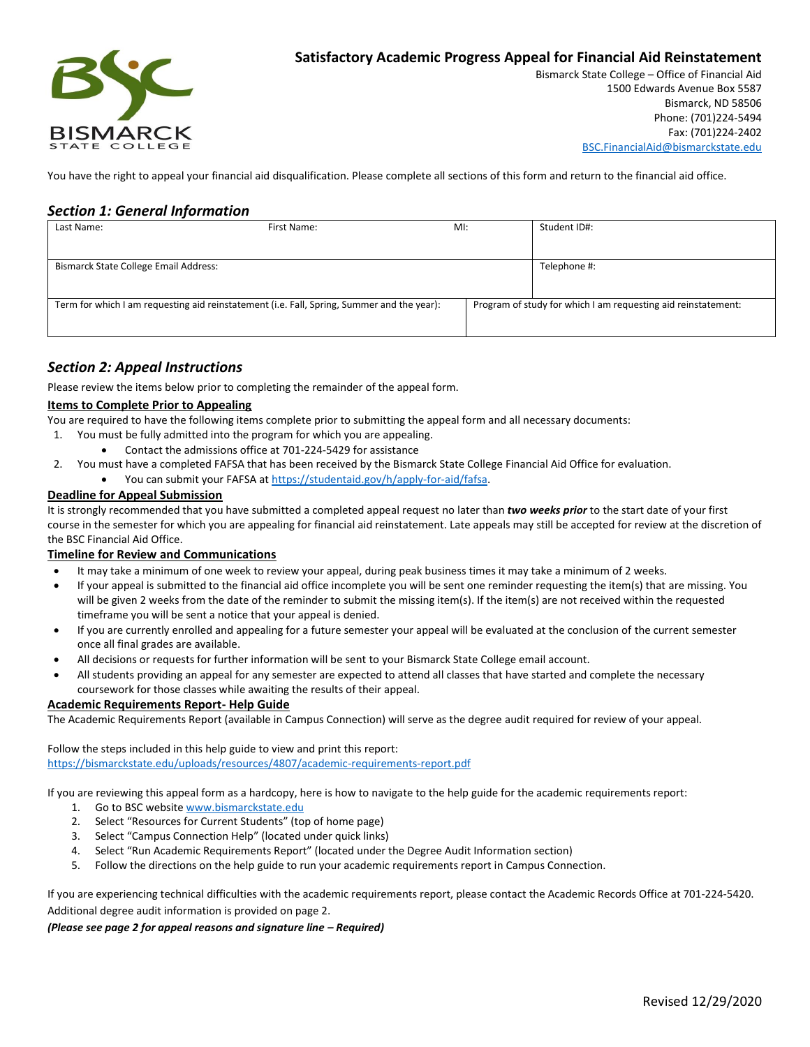# Satisfactory Academic Progress Appeal for Financial Aid Reinstatement

Bismarck State College – Office of Financial Aid
1500 Edwards Avenue Box 5587
Bismarck, ND 58506
Phone: (701)224-5494
Fax: (701)224-2402
BSC.FinancialAid@bismarckstate.edu

You have the right to appeal your financial aid disqualification. Please complete all sections of this form and return to the financial aid office.

## *Section 1: General Information*

| Last Name: | First Name: | MI: | Student ID#: |
|---|---|---|---|
| Bismarck State College Email Address: | | | Telephone #: |
| Term for which I am requesting aid reinstatement (i.e. Fall, Spring, Summer and the year): | | Program of study for which I am requesting aid reinstatement: | |

## *Section 2: Appeal Instructions*

Please review the items below prior to completing the remainder of the appeal form.

**Items to Complete Prior to Appealing**

You are required to have the following items complete prior to submitting the appeal form and all necessary documents:

1. You must be fully admitted into the program for which you are appealing.
   - Contact the admissions office at 701-224-5429 for assistance
2. You must have a completed FAFSA that has been received by the Bismarck State College Financial Aid Office for evaluation.
   - You can submit your FAFSA at https://studentaid.gov/h/apply-for-aid/fafsa.

**Deadline for Appeal Submission**

It is strongly recommended that you have submitted a completed appeal request no later than ***two weeks prior*** to the start date of your first course in the semester for which you are appealing for financial aid reinstatement. Late appeals may still be accepted for review at the discretion of the BSC Financial Aid Office.

**Timeline for Review and Communications**

- It may take a minimum of one week to review your appeal, during peak business times it may take a minimum of 2 weeks.
- If your appeal is submitted to the financial aid office incomplete you will be sent one reminder requesting the item(s) that are missing. You will be given 2 weeks from the date of the reminder to submit the missing item(s). If the item(s) are not received within the requested timeframe you will be sent a notice that your appeal is denied.
- If you are currently enrolled and appealing for a future semester your appeal will be evaluated at the conclusion of the current semester once all final grades are available.
- All decisions or requests for further information will be sent to your Bismarck State College email account.
- All students providing an appeal for any semester are expected to attend all classes that have started and complete the necessary coursework for those classes while awaiting the results of their appeal.

**Academic Requirements Report- Help Guide**

The Academic Requirements Report (available in Campus Connection) will serve as the degree audit required for review of your appeal.

Follow the steps included in this help guide to view and print this report:
https://bismarckstate.edu/uploads/resources/4807/academic-requirements-report.pdf

If you are reviewing this appeal form as a hardcopy, here is how to navigate to the help guide for the academic requirements report:

1. Go to BSC website www.bismarckstate.edu
2. Select "Resources for Current Students" (top of home page)
3. Select "Campus Connection Help" (located under quick links)
4. Select "Run Academic Requirements Report" (located under the Degree Audit Information section)
5. Follow the directions on the help guide to run your academic requirements report in Campus Connection.

If you are experiencing technical difficulties with the academic requirements report, please contact the Academic Records Office at 701-224-5420. Additional degree audit information is provided on page 2.

***(Please see page 2 for appeal reasons and signature line – Required)***

Revised 12/29/2020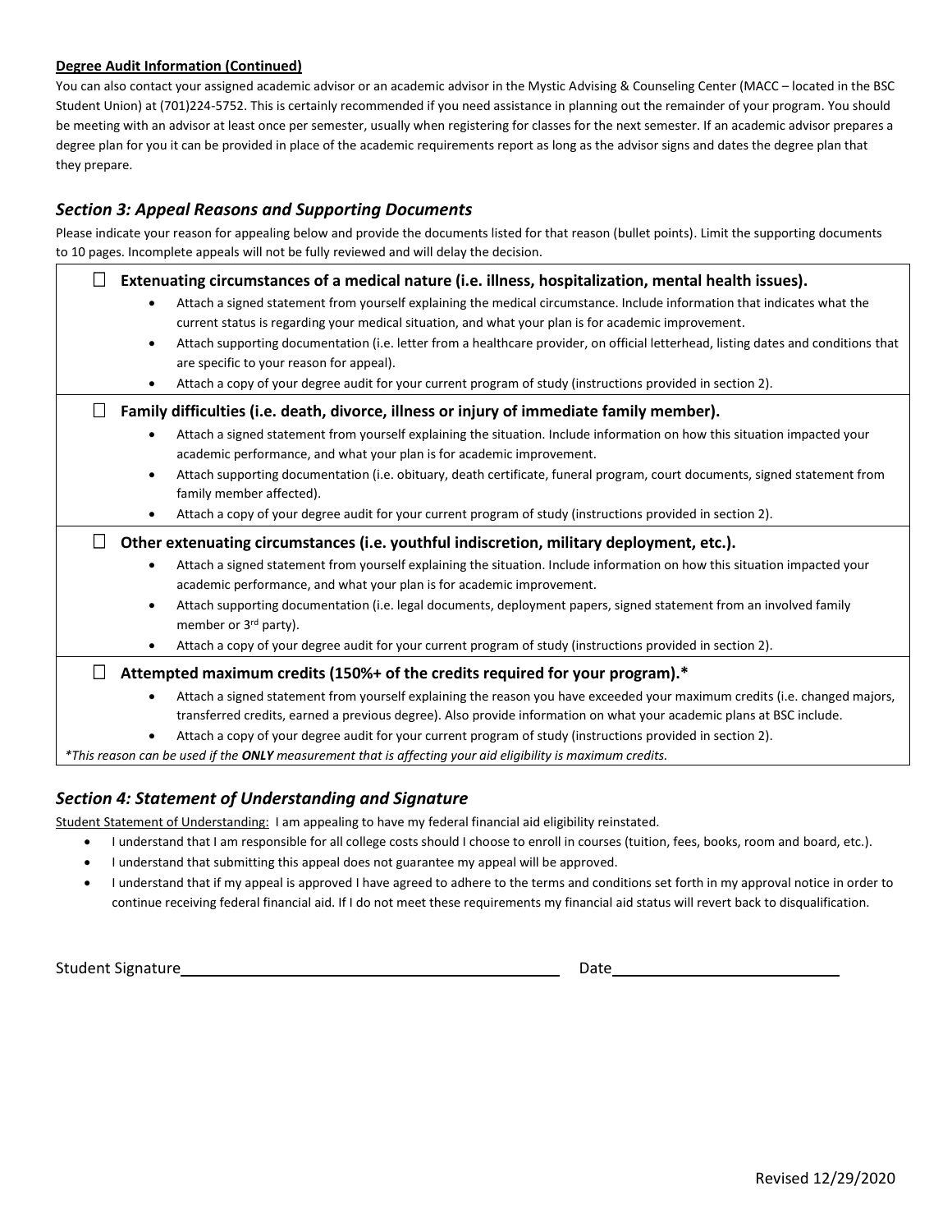**Degree Audit Information (Continued)**

You can also contact your assigned academic advisor or an academic advisor in the Mystic Advising & Counseling Center (MACC – located in the BSC Student Union) at (701)224-5752. This is certainly recommended if you need assistance in planning out the remainder of your program. You should be meeting with an advisor at least once per semester, usually when registering for classes for the next semester. If an academic advisor prepares a degree plan for you it can be provided in place of the academic requirements report as long as the advisor signs and dates the degree plan that they prepare.

## *Section 3: Appeal Reasons and Supporting Documents*

Please indicate your reason for appealing below and provide the documents listed for that reason (bullet points). Limit the supporting documents to 10 pages. Incomplete appeals will not be fully reviewed and will delay the decision.

☐ **Extenuating circumstances of a medical nature (i.e. illness, hospitalization, mental health issues).**

- Attach a signed statement from yourself explaining the medical circumstance. Include information that indicates what the current status is regarding your medical situation, and what your plan is for academic improvement.
- Attach supporting documentation (i.e. letter from a healthcare provider, on official letterhead, listing dates and conditions that are specific to your reason for appeal).
- Attach a copy of your degree audit for your current program of study (instructions provided in section 2).

☐ **Family difficulties (i.e. death, divorce, illness or injury of immediate family member).**

- Attach a signed statement from yourself explaining the situation. Include information on how this situation impacted your academic performance, and what your plan is for academic improvement.
- Attach supporting documentation (i.e. obituary, death certificate, funeral program, court documents, signed statement from family member affected).
- Attach a copy of your degree audit for your current program of study (instructions provided in section 2).

☐ **Other extenuating circumstances (i.e. youthful indiscretion, military deployment, etc.).**

- Attach a signed statement from yourself explaining the situation. Include information on how this situation impacted your academic performance, and what your plan is for academic improvement.
- Attach supporting documentation (i.e. legal documents, deployment papers, signed statement from an involved family member or 3rd party).
- Attach a copy of your degree audit for your current program of study (instructions provided in section 2).

☐ **Attempted maximum credits (150%+ of the credits required for your program).***

- Attach a signed statement from yourself explaining the reason you have exceeded your maximum credits (i.e. changed majors, transferred credits, earned a previous degree). Also provide information on what your academic plans at BSC include.
- Attach a copy of your degree audit for your current program of study (instructions provided in section 2).

**This reason can be used if the* ***ONLY*** *measurement that is affecting your aid eligibility is maximum credits.*

## *Section 4: Statement of Understanding and Signature*

Student Statement of Understanding: I am appealing to have my federal financial aid eligibility reinstated.

- I understand that I am responsible for all college costs should I choose to enroll in courses (tuition, fees, books, room and board, etc.).
- I understand that submitting this appeal does not guarantee my appeal will be approved.
- I understand that if my appeal is approved I have agreed to adhere to the terms and conditions set forth in my approval notice in order to continue receiving federal financial aid. If I do not meet these requirements my financial aid status will revert back to disqualification.

Student Signature\_\_\_\_\_\_\_\_\_\_\_\_\_\_\_\_\_\_\_\_\_\_\_\_\_\_\_\_\_\_\_\_\_\_\_\_\_\_\_\_ Date\_\_\_\_\_\_\_\_\_\_\_\_\_\_\_\_\_\_\_\_\_\_\_\_

Revised 12/29/2020